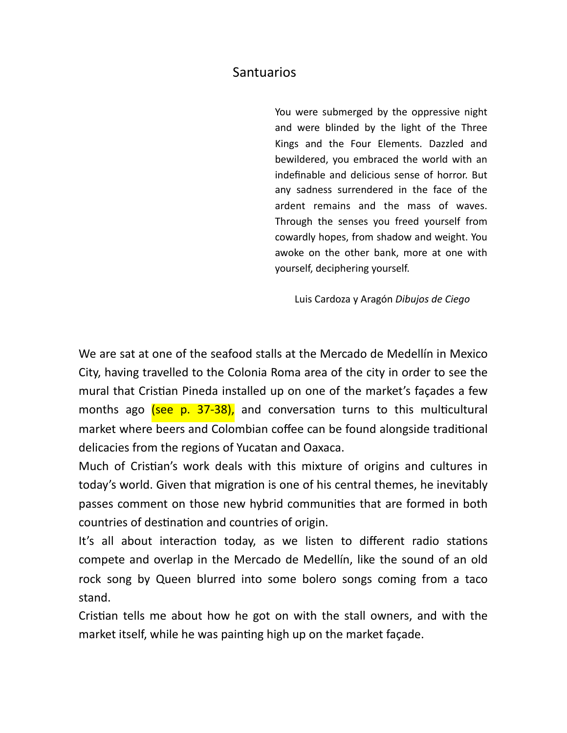# Santuarios

> You were submerged by the oppressive night and were blinded by the light of the Three Kings and the Four Elements. Dazzled and bewildered, you embraced the world with an indefinable and delicious sense of horror. But any sadness surrendered in the face of the ardent remains and the mass of waves. Through the senses you freed yourself from cowardly hopes, from shadow and weight. You awoke on the other bank, more at one with yourself, deciphering yourself.
>
> Luis Cardoza y Aragón *Dibujos de Ciego*

We are sat at one of the seafood stalls at the Mercado de Medellín in Mexico City, having travelled to the Colonia Roma area of the city in order to see the mural that Cristian Pineda installed up on one of the market's façades a few months ago (see p. 37-38), and conversation turns to this multicultural market where beers and Colombian coffee can be found alongside traditional delicacies from the regions of Yucatan and Oaxaca.

Much of Cristian's work deals with this mixture of origins and cultures in today's world. Given that migration is one of his central themes, he inevitably passes comment on those new hybrid communities that are formed in both countries of destination and countries of origin.

It's all about interaction today, as we listen to different radio stations compete and overlap in the Mercado de Medellín, like the sound of an old rock song by Queen blurred into some bolero songs coming from a taco stand.

Cristian tells me about how he got on with the stall owners, and with the market itself, while he was painting high up on the market façade.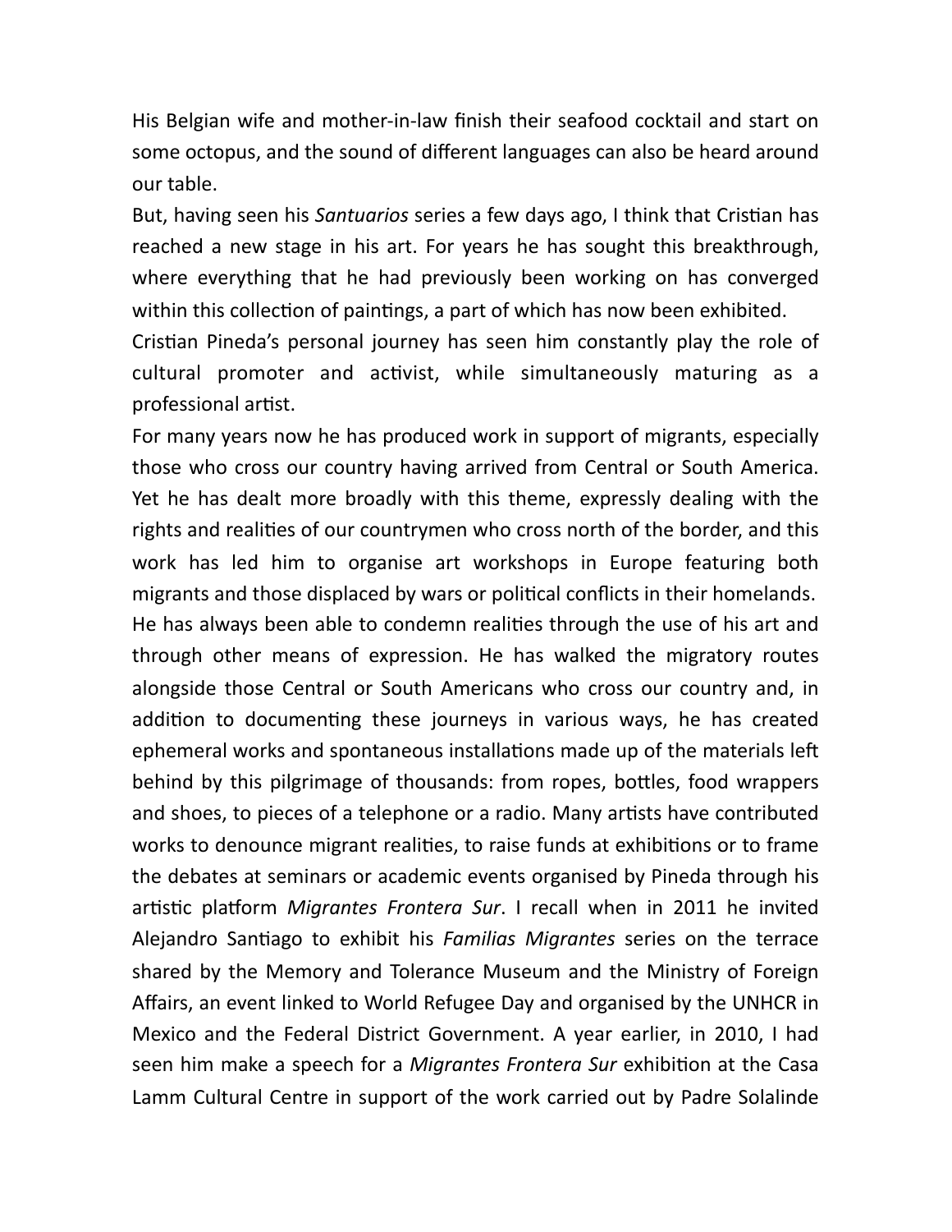His Belgian wife and mother-in-law finish their seafood cocktail and start on some octopus, and the sound of different languages can also be heard around our table.

But, having seen his *Santuarios* series a few days ago, I think that Cristian has reached a new stage in his art. For years he has sought this breakthrough, where everything that he had previously been working on has converged within this collection of paintings, a part of which has now been exhibited.

Cristian Pineda's personal journey has seen him constantly play the role of cultural promoter and activist, while simultaneously maturing as a professional artist.

For many years now he has produced work in support of migrants, especially those who cross our country having arrived from Central or South America. Yet he has dealt more broadly with this theme, expressly dealing with the rights and realities of our countrymen who cross north of the border, and this work has led him to organise art workshops in Europe featuring both migrants and those displaced by wars or political conflicts in their homelands. He has always been able to condemn realities through the use of his art and through other means of expression. He has walked the migratory routes alongside those Central or South Americans who cross our country and, in addition to documenting these journeys in various ways, he has created ephemeral works and spontaneous installations made up of the materials left behind by this pilgrimage of thousands: from ropes, bottles, food wrappers and shoes, to pieces of a telephone or a radio. Many artists have contributed works to denounce migrant realities, to raise funds at exhibitions or to frame the debates at seminars or academic events organised by Pineda through his artistic platform *Migrantes Frontera Sur*. I recall when in 2011 he invited Alejandro Santiago to exhibit his *Familias Migrantes* series on the terrace shared by the Memory and Tolerance Museum and the Ministry of Foreign Affairs, an event linked to World Refugee Day and organised by the UNHCR in Mexico and the Federal District Government. A year earlier, in 2010, I had seen him make a speech for a *Migrantes Frontera Sur* exhibition at the Casa Lamm Cultural Centre in support of the work carried out by Padre Solalinde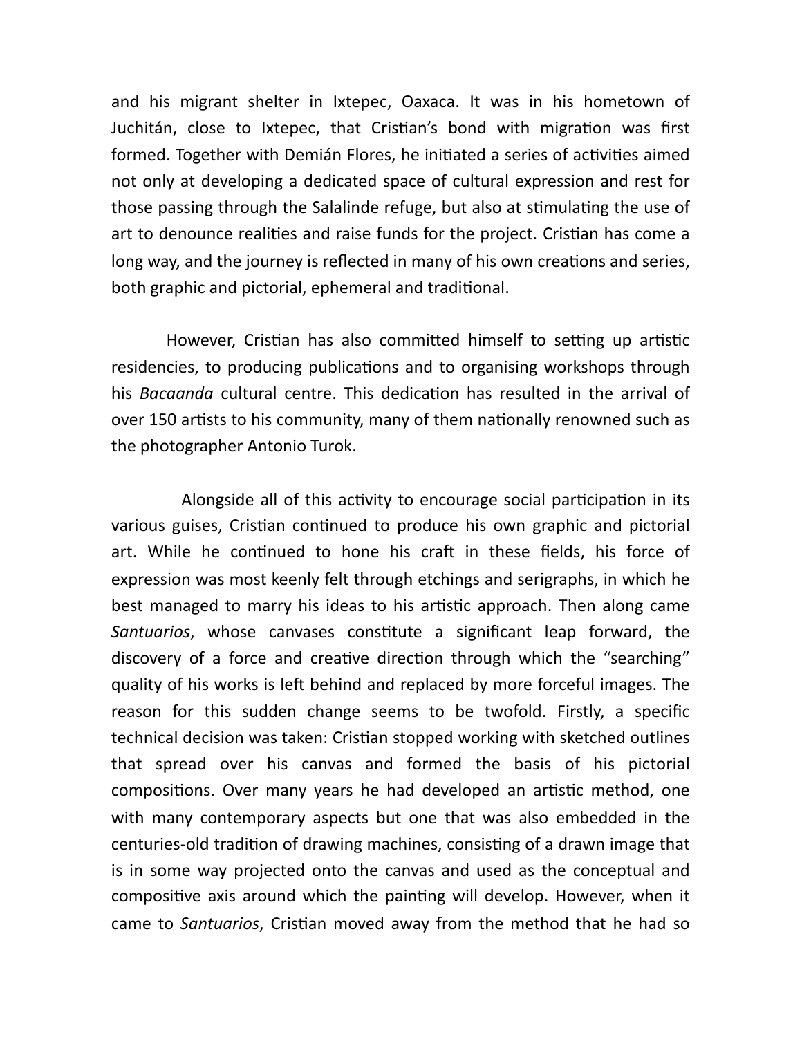and his migrant shelter in Ixtepec, Oaxaca. It was in his hometown of Juchitán, close to Ixtepec, that Cristian's bond with migration was first formed. Together with Demián Flores, he initiated a series of activities aimed not only at developing a dedicated space of cultural expression and rest for those passing through the Salalinde refuge, but also at stimulating the use of art to denounce realities and raise funds for the project. Cristian has come a long way, and the journey is reflected in many of his own creations and series, both graphic and pictorial, ephemeral and traditional.

However, Cristian has also committed himself to setting up artistic residencies, to producing publications and to organising workshops through his *Bacaanda* cultural centre. This dedication has resulted in the arrival of over 150 artists to his community, many of them nationally renowned such as the photographer Antonio Turok.

Alongside all of this activity to encourage social participation in its various guises, Cristian continued to produce his own graphic and pictorial art. While he continued to hone his craft in these fields, his force of expression was most keenly felt through etchings and serigraphs, in which he best managed to marry his ideas to his artistic approach. Then along came *Santuarios*, whose canvases constitute a significant leap forward, the discovery of a force and creative direction through which the "searching" quality of his works is left behind and replaced by more forceful images. The reason for this sudden change seems to be twofold. Firstly, a specific technical decision was taken: Cristian stopped working with sketched outlines that spread over his canvas and formed the basis of his pictorial compositions. Over many years he had developed an artistic method, one with many contemporary aspects but one that was also embedded in the centuries-old tradition of drawing machines, consisting of a drawn image that is in some way projected onto the canvas and used as the conceptual and compositive axis around which the painting will develop. However, when it came to *Santuarios*, Cristian moved away from the method that he had so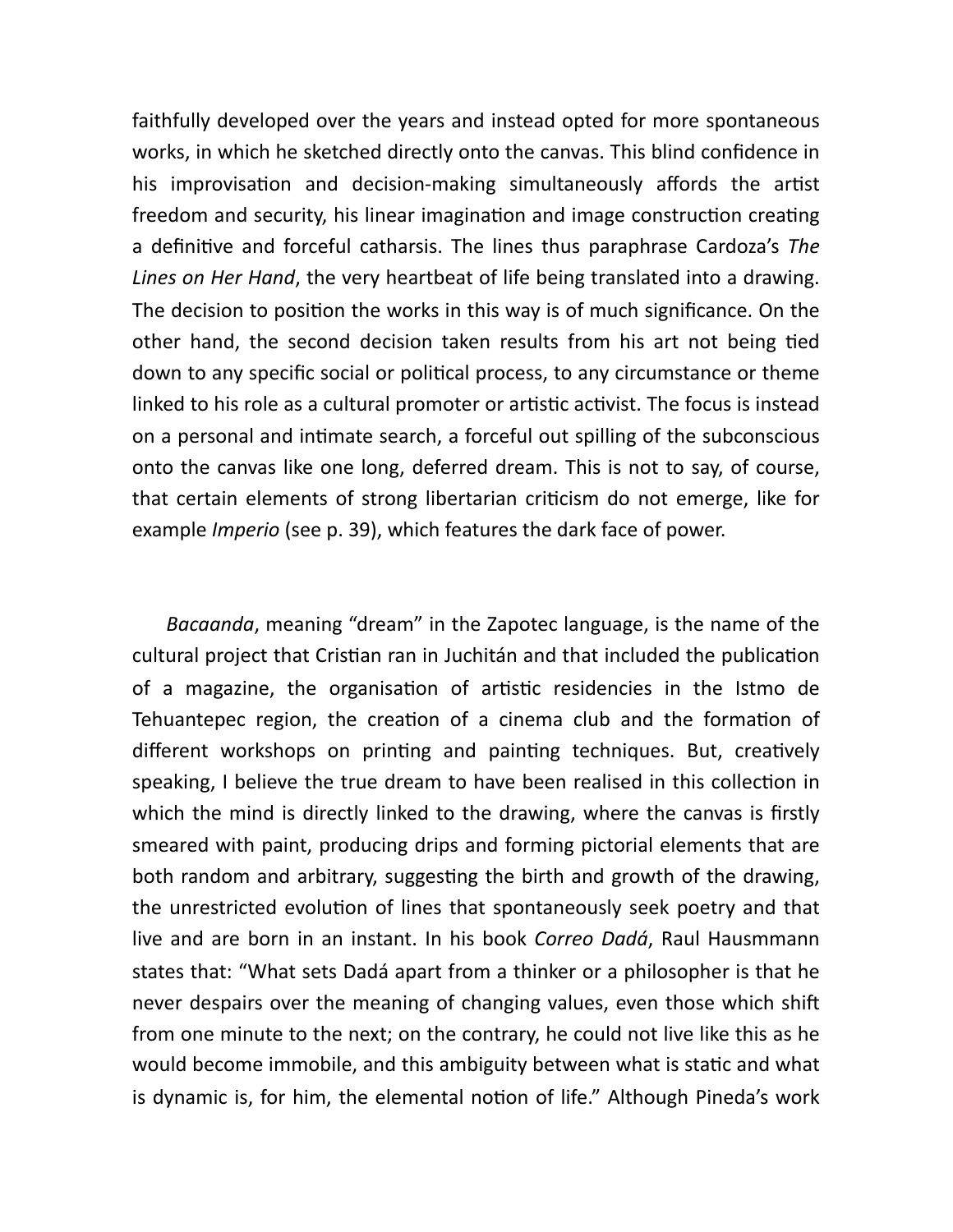faithfully developed over the years and instead opted for more spontaneous works, in which he sketched directly onto the canvas. This blind confidence in his improvisation and decision-making simultaneously affords the artist freedom and security, his linear imagination and image construction creating a definitive and forceful catharsis. The lines thus paraphrase Cardoza's *The Lines on Her Hand*, the very heartbeat of life being translated into a drawing. The decision to position the works in this way is of much significance. On the other hand, the second decision taken results from his art not being tied down to any specific social or political process, to any circumstance or theme linked to his role as a cultural promoter or artistic activist. The focus is instead on a personal and intimate search, a forceful out spilling of the subconscious onto the canvas like one long, deferred dream. This is not to say, of course, that certain elements of strong libertarian criticism do not emerge, like for example *Imperio* (see p. 39), which features the dark face of power.

*Bacaanda*, meaning "dream" in the Zapotec language, is the name of the cultural project that Cristian ran in Juchitán and that included the publication of a magazine, the organisation of artistic residencies in the Istmo de Tehuantepec region, the creation of a cinema club and the formation of different workshops on printing and painting techniques. But, creatively speaking, I believe the true dream to have been realised in this collection in which the mind is directly linked to the drawing, where the canvas is firstly smeared with paint, producing drips and forming pictorial elements that are both random and arbitrary, suggesting the birth and growth of the drawing, the unrestricted evolution of lines that spontaneously seek poetry and that live and are born in an instant. In his book *Correo Dadá*, Raul Hausmmann states that: "What sets Dadá apart from a thinker or a philosopher is that he never despairs over the meaning of changing values, even those which shift from one minute to the next; on the contrary, he could not live like this as he would become immobile, and this ambiguity between what is static and what is dynamic is, for him, the elemental notion of life." Although Pineda's work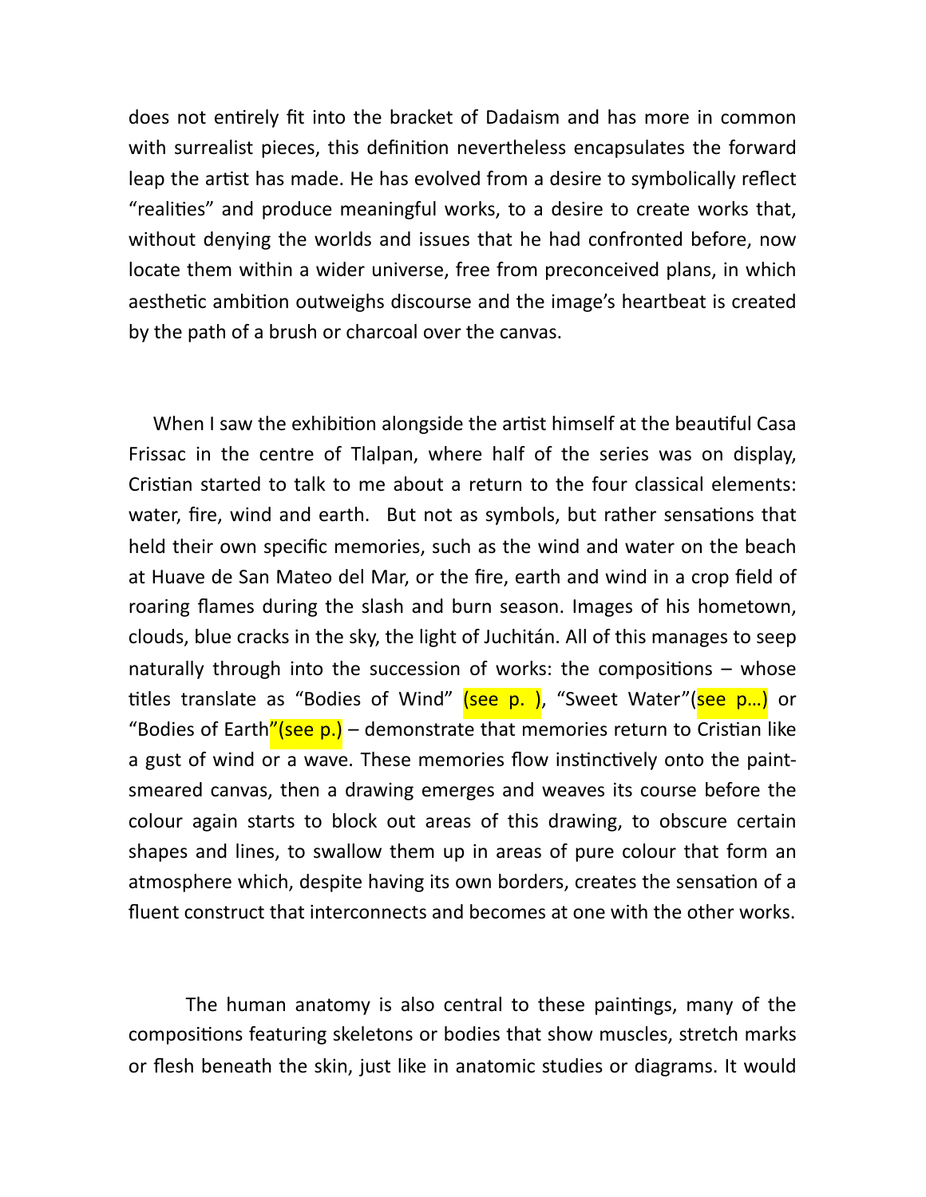does not entirely fit into the bracket of Dadaism and has more in common with surrealist pieces, this definition nevertheless encapsulates the forward leap the artist has made. He has evolved from a desire to symbolically reflect "realities" and produce meaningful works, to a desire to create works that, without denying the worlds and issues that he had confronted before, now locate them within a wider universe, free from preconceived plans, in which aesthetic ambition outweighs discourse and the image's heartbeat is created by the path of a brush or charcoal over the canvas.

When I saw the exhibition alongside the artist himself at the beautiful Casa Frissac in the centre of Tlalpan, where half of the series was on display, Cristian started to talk to me about a return to the four classical elements: water, fire, wind and earth. But not as symbols, but rather sensations that held their own specific memories, such as the wind and water on the beach at Huave de San Mateo del Mar, or the fire, earth and wind in a crop field of roaring flames during the slash and burn season. Images of his hometown, clouds, blue cracks in the sky, the light of Juchitán. All of this manages to seep naturally through into the succession of works: the compositions – whose titles translate as "Bodies of Wind" (see p. ), "Sweet Water"(see p…) or "Bodies of Earth"(see p.) – demonstrate that memories return to Cristian like a gust of wind or a wave. These memories flow instinctively onto the paint-smeared canvas, then a drawing emerges and weaves its course before the colour again starts to block out areas of this drawing, to obscure certain shapes and lines, to swallow them up in areas of pure colour that form an atmosphere which, despite having its own borders, creates the sensation of a fluent construct that interconnects and becomes at one with the other works.

The human anatomy is also central to these paintings, many of the compositions featuring skeletons or bodies that show muscles, stretch marks or flesh beneath the skin, just like in anatomic studies or diagrams. It would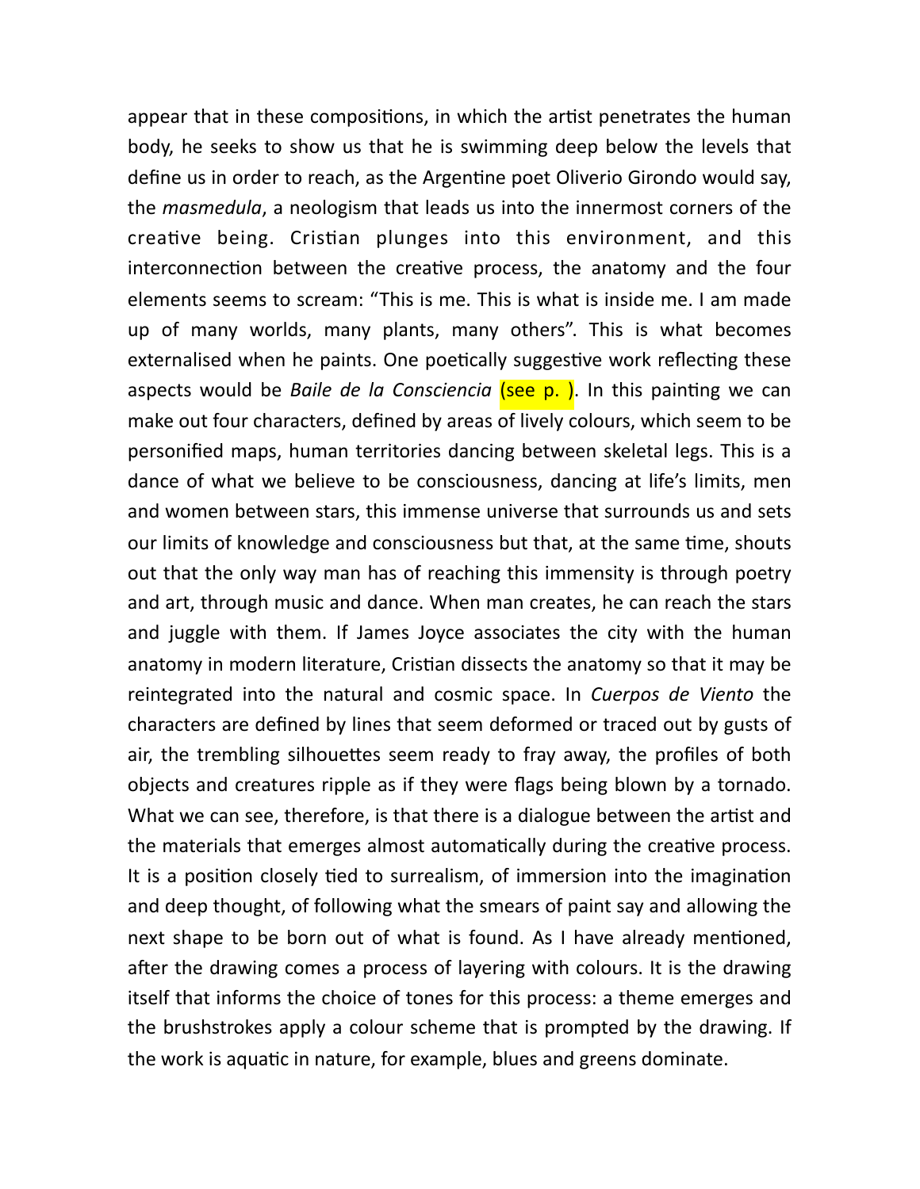appear that in these compositions, in which the artist penetrates the human body, he seeks to show us that he is swimming deep below the levels that define us in order to reach, as the Argentine poet Oliverio Girondo would say, the *masmedula*, a neologism that leads us into the innermost corners of the creative being. Cristian plunges into this environment, and this interconnection between the creative process, the anatomy and the four elements seems to scream: "This is me. This is what is inside me. I am made up of many worlds, many plants, many others". This is what becomes externalised when he paints. One poetically suggestive work reflecting these aspects would be *Baile de la Consciencia* (see p. ). In this painting we can make out four characters, defined by areas of lively colours, which seem to be personified maps, human territories dancing between skeletal legs. This is a dance of what we believe to be consciousness, dancing at life's limits, men and women between stars, this immense universe that surrounds us and sets our limits of knowledge and consciousness but that, at the same time, shouts out that the only way man has of reaching this immensity is through poetry and art, through music and dance. When man creates, he can reach the stars and juggle with them. If James Joyce associates the city with the human anatomy in modern literature, Cristian dissects the anatomy so that it may be reintegrated into the natural and cosmic space. In *Cuerpos de Viento* the characters are defined by lines that seem deformed or traced out by gusts of air, the trembling silhouettes seem ready to fray away, the profiles of both objects and creatures ripple as if they were flags being blown by a tornado. What we can see, therefore, is that there is a dialogue between the artist and the materials that emerges almost automatically during the creative process. It is a position closely tied to surrealism, of immersion into the imagination and deep thought, of following what the smears of paint say and allowing the next shape to be born out of what is found. As I have already mentioned, after the drawing comes a process of layering with colours. It is the drawing itself that informs the choice of tones for this process: a theme emerges and the brushstrokes apply a colour scheme that is prompted by the drawing. If the work is aquatic in nature, for example, blues and greens dominate.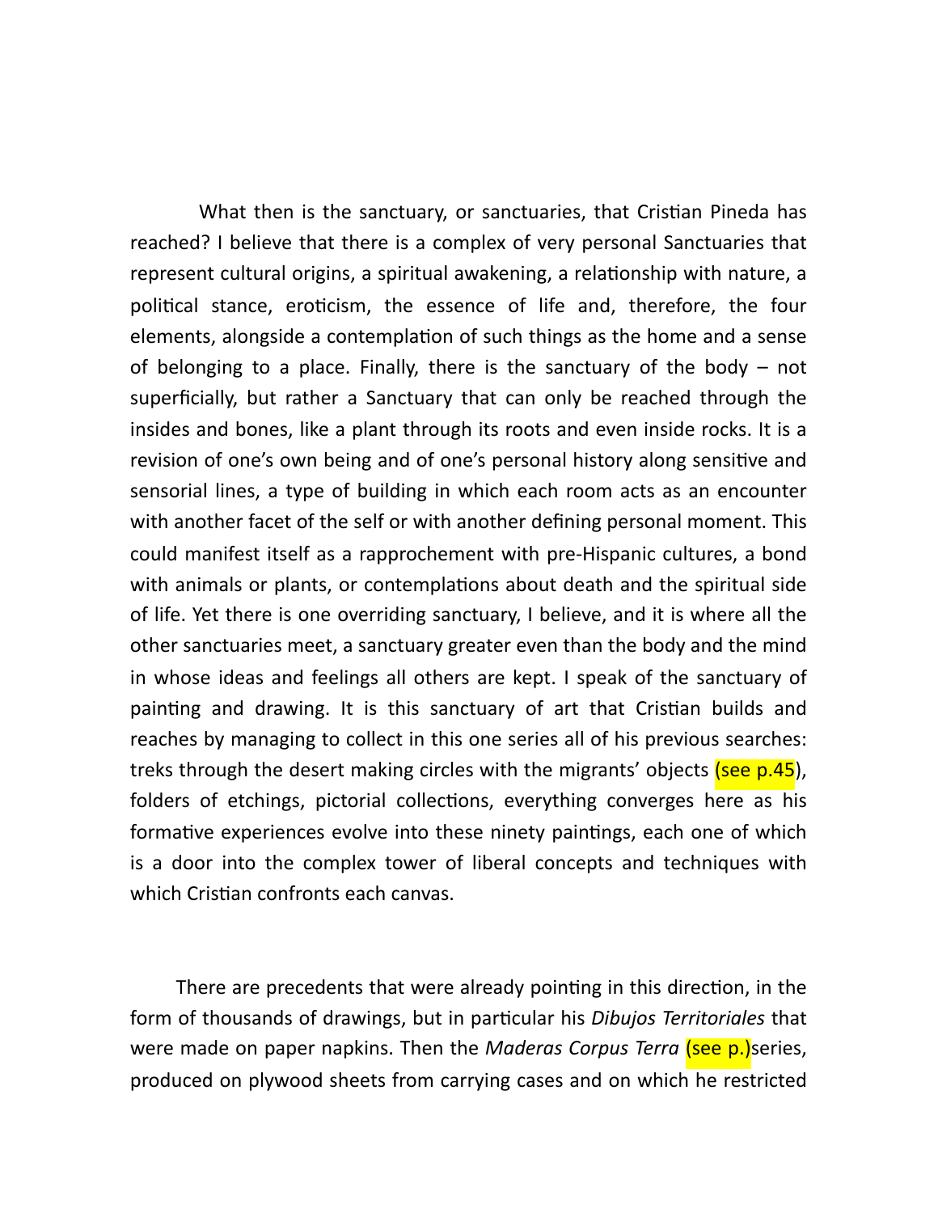What then is the sanctuary, or sanctuaries, that Cristian Pineda has reached? I believe that there is a complex of very personal Sanctuaries that represent cultural origins, a spiritual awakening, a relationship with nature, a political stance, eroticism, the essence of life and, therefore, the four elements, alongside a contemplation of such things as the home and a sense of belonging to a place. Finally, there is the sanctuary of the body – not superficially, but rather a Sanctuary that can only be reached through the insides and bones, like a plant through its roots and even inside rocks. It is a revision of one's own being and of one's personal history along sensitive and sensorial lines, a type of building in which each room acts as an encounter with another facet of the self or with another defining personal moment. This could manifest itself as a rapprochement with pre-Hispanic cultures, a bond with animals or plants, or contemplations about death and the spiritual side of life. Yet there is one overriding sanctuary, I believe, and it is where all the other sanctuaries meet, a sanctuary greater even than the body and the mind in whose ideas and feelings all others are kept. I speak of the sanctuary of painting and drawing. It is this sanctuary of art that Cristian builds and reaches by managing to collect in this one series all of his previous searches: treks through the desert making circles with the migrants' objects (see p.45), folders of etchings, pictorial collections, everything converges here as his formative experiences evolve into these ninety paintings, each one of which is a door into the complex tower of liberal concepts and techniques with which Cristian confronts each canvas.

There are precedents that were already pointing in this direction, in the form of thousands of drawings, but in particular his *Dibujos Territoriales* that were made on paper napkins. Then the *Maderas Corpus Terra* (see p.)series, produced on plywood sheets from carrying cases and on which he restricted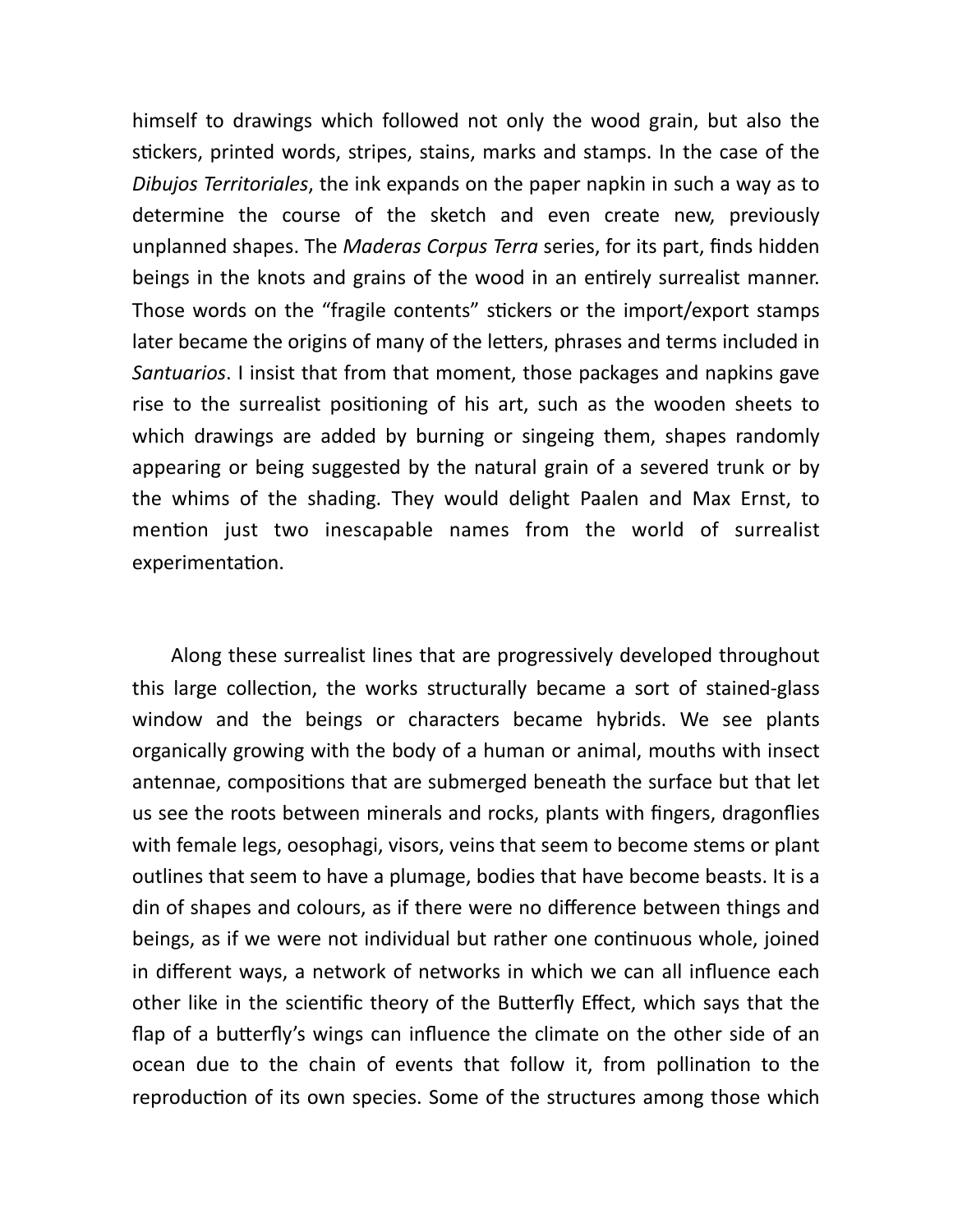himself to drawings which followed not only the wood grain, but also the stickers, printed words, stripes, stains, marks and stamps. In the case of the *Dibujos Territoriales*, the ink expands on the paper napkin in such a way as to determine the course of the sketch and even create new, previously unplanned shapes. The *Maderas Corpus Terra* series, for its part, finds hidden beings in the knots and grains of the wood in an entirely surrealist manner. Those words on the "fragile contents" stickers or the import/export stamps later became the origins of many of the letters, phrases and terms included in *Santuarios*. I insist that from that moment, those packages and napkins gave rise to the surrealist positioning of his art, such as the wooden sheets to which drawings are added by burning or singeing them, shapes randomly appearing or being suggested by the natural grain of a severed trunk or by the whims of the shading. They would delight Paalen and Max Ernst, to mention just two inescapable names from the world of surrealist experimentation.

Along these surrealist lines that are progressively developed throughout this large collection, the works structurally became a sort of stained-glass window and the beings or characters became hybrids. We see plants organically growing with the body of a human or animal, mouths with insect antennae, compositions that are submerged beneath the surface but that let us see the roots between minerals and rocks, plants with fingers, dragonflies with female legs, oesophagi, visors, veins that seem to become stems or plant outlines that seem to have a plumage, bodies that have become beasts. It is a din of shapes and colours, as if there were no difference between things and beings, as if we were not individual but rather one continuous whole, joined in different ways, a network of networks in which we can all influence each other like in the scientific theory of the Butterfly Effect, which says that the flap of a butterfly's wings can influence the climate on the other side of an ocean due to the chain of events that follow it, from pollination to the reproduction of its own species. Some of the structures among those which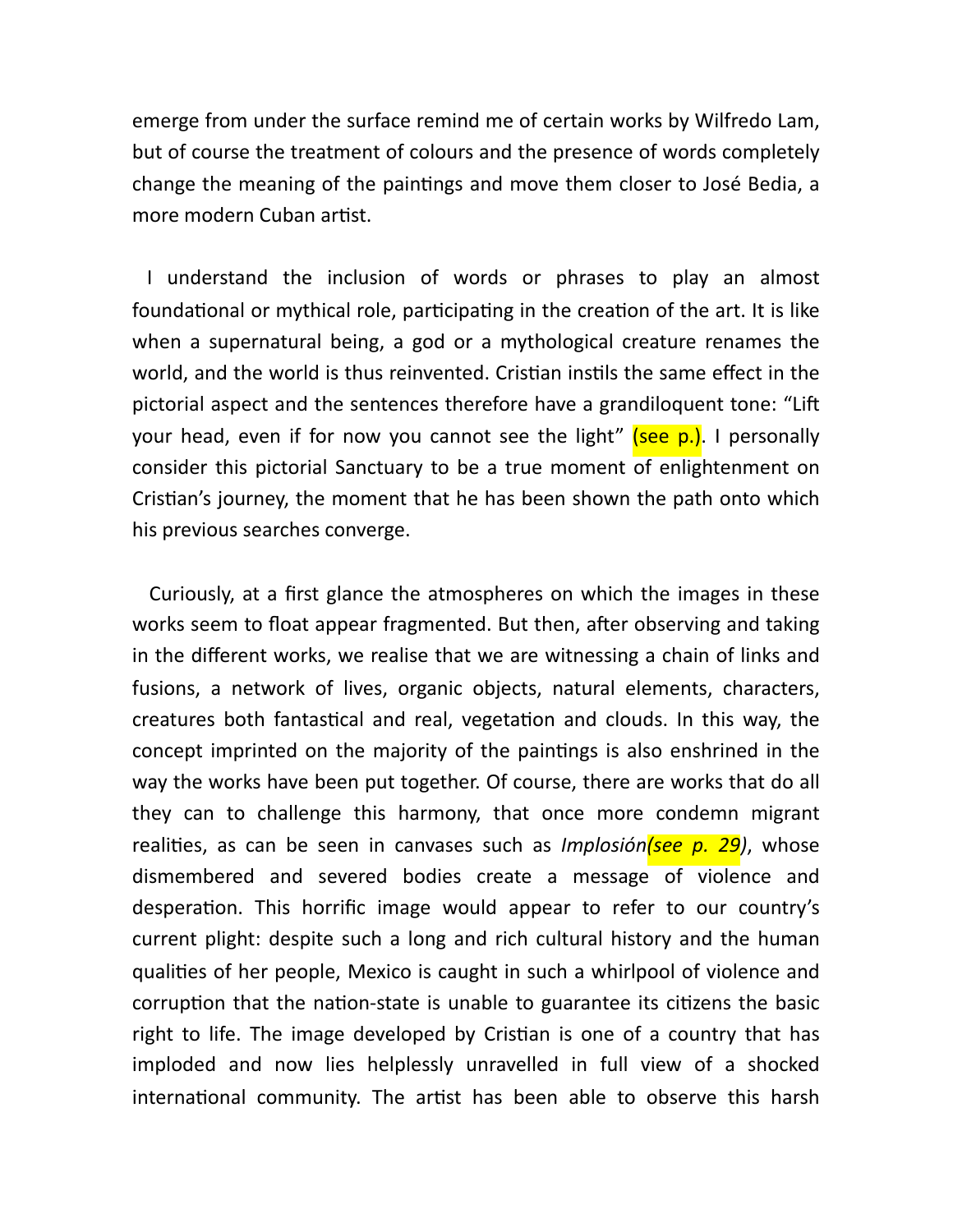emerge from under the surface remind me of certain works by Wilfredo Lam, but of course the treatment of colours and the presence of words completely change the meaning of the paintings and move them closer to José Bedia, a more modern Cuban artist.

I understand the inclusion of words or phrases to play an almost foundational or mythical role, participating in the creation of the art. It is like when a supernatural being, a god or a mythological creature renames the world, and the world is thus reinvented. Cristian instils the same effect in the pictorial aspect and the sentences therefore have a grandiloquent tone: "Lift your head, even if for now you cannot see the light" (see p.). I personally consider this pictorial Sanctuary to be a true moment of enlightenment on Cristian's journey, the moment that he has been shown the path onto which his previous searches converge.

Curiously, at a first glance the atmospheres on which the images in these works seem to float appear fragmented. But then, after observing and taking in the different works, we realise that we are witnessing a chain of links and fusions, a network of lives, organic objects, natural elements, characters, creatures both fantastical and real, vegetation and clouds. In this way, the concept imprinted on the majority of the paintings is also enshrined in the way the works have been put together. Of course, there are works that do all they can to challenge this harmony, that once more condemn migrant realities, as can be seen in canvases such as *Implosión(see p. 29)*, whose dismembered and severed bodies create a message of violence and desperation. This horrific image would appear to refer to our country's current plight: despite such a long and rich cultural history and the human qualities of her people, Mexico is caught in such a whirlpool of violence and corruption that the nation-state is unable to guarantee its citizens the basic right to life. The image developed by Cristian is one of a country that has imploded and now lies helplessly unravelled in full view of a shocked international community. The artist has been able to observe this harsh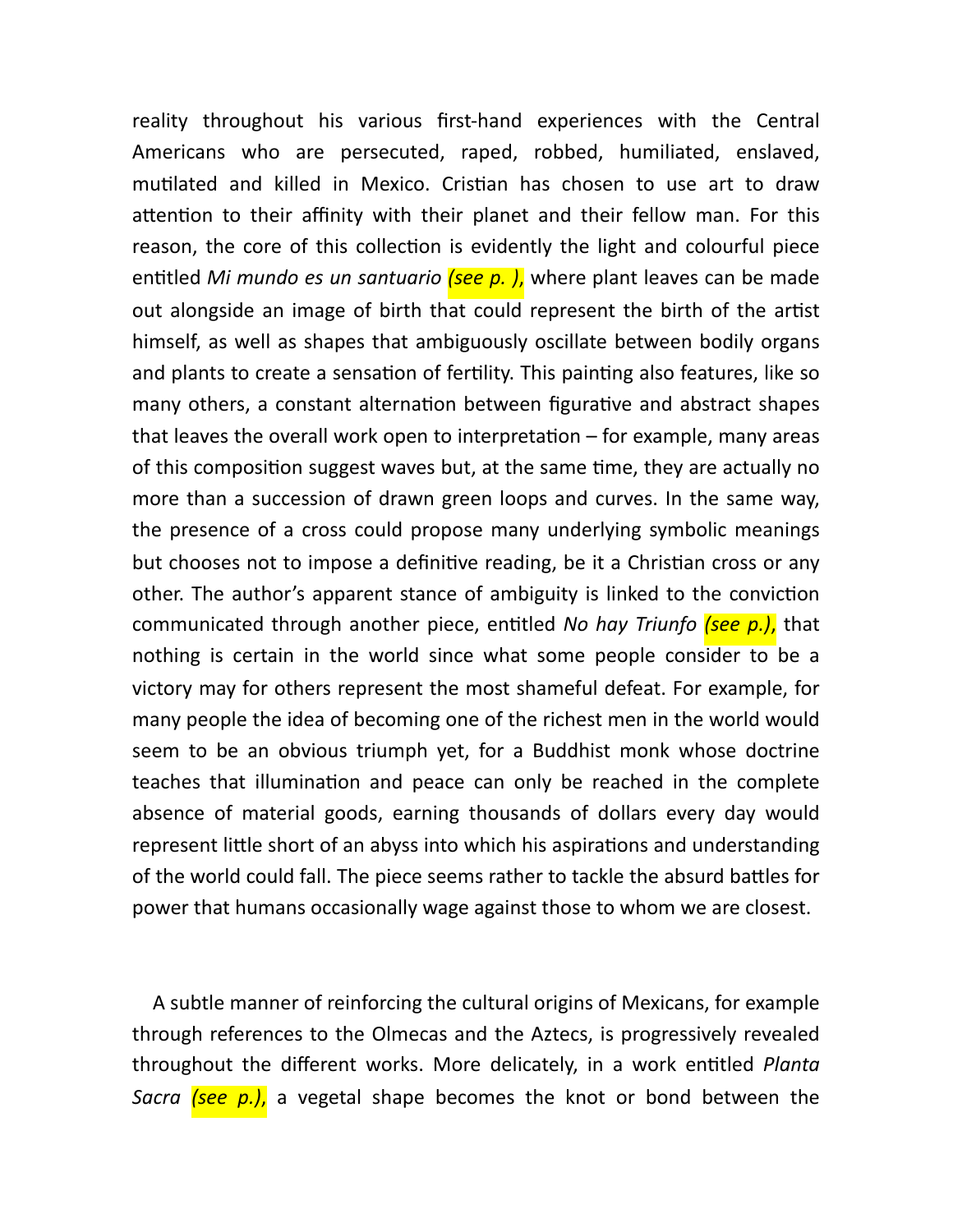reality throughout his various first-hand experiences with the Central Americans who are persecuted, raped, robbed, humiliated, enslaved, mutilated and killed in Mexico. Cristian has chosen to use art to draw attention to their affinity with their planet and their fellow man. For this reason, the core of this collection is evidently the light and colourful piece entitled *Mi mundo es un santuario* *(see p. )*, where plant leaves can be made out alongside an image of birth that could represent the birth of the artist himself, as well as shapes that ambiguously oscillate between bodily organs and plants to create a sensation of fertility. This painting also features, like so many others, a constant alternation between figurative and abstract shapes that leaves the overall work open to interpretation – for example, many areas of this composition suggest waves but, at the same time, they are actually no more than a succession of drawn green loops and curves. In the same way, the presence of a cross could propose many underlying symbolic meanings but chooses not to impose a definitive reading, be it a Christian cross or any other. The author's apparent stance of ambiguity is linked to the conviction communicated through another piece, entitled *No hay Triunfo* *(see p.)*, that nothing is certain in the world since what some people consider to be a victory may for others represent the most shameful defeat. For example, for many people the idea of becoming one of the richest men in the world would seem to be an obvious triumph yet, for a Buddhist monk whose doctrine teaches that illumination and peace can only be reached in the complete absence of material goods, earning thousands of dollars every day would represent little short of an abyss into which his aspirations and understanding of the world could fall. The piece seems rather to tackle the absurd battles for power that humans occasionally wage against those to whom we are closest.

A subtle manner of reinforcing the cultural origins of Mexicans, for example through references to the Olmecas and the Aztecs, is progressively revealed throughout the different works. More delicately, in a work entitled *Planta Sacra* *(see p.),* a vegetal shape becomes the knot or bond between the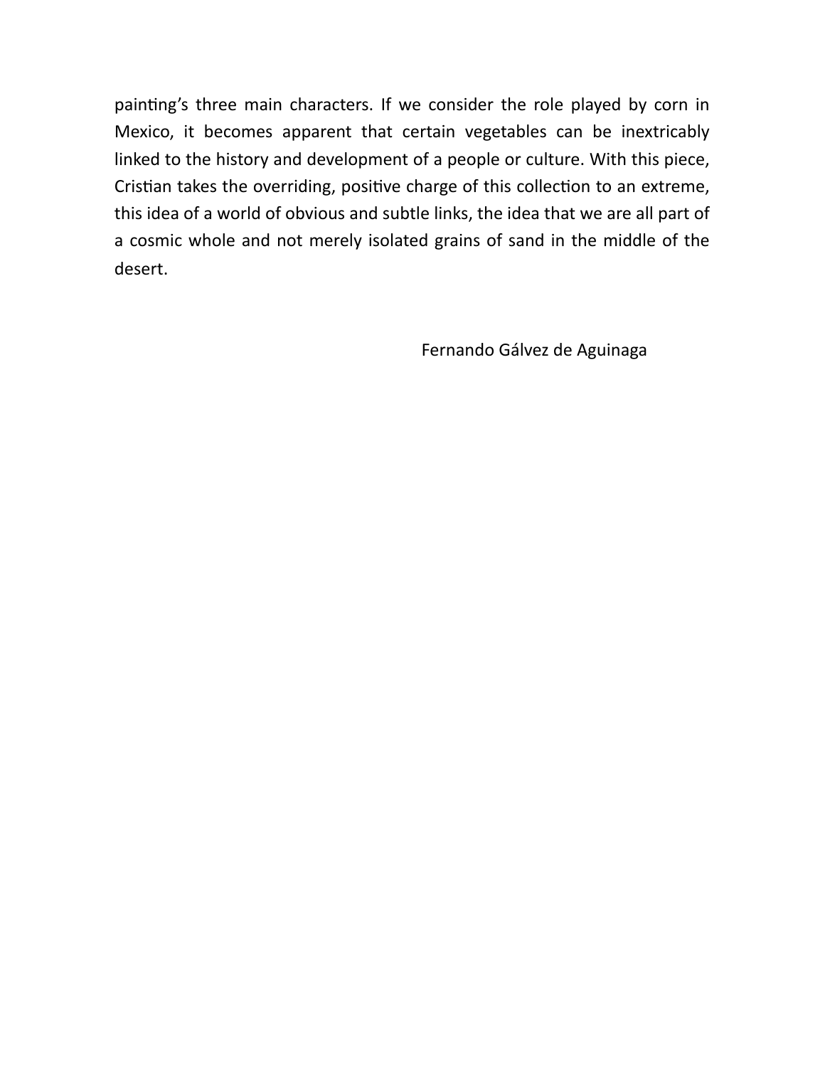painting's three main characters. If we consider the role played by corn in Mexico, it becomes apparent that certain vegetables can be inextricably linked to the history and development of a people or culture. With this piece, Cristian takes the overriding, positive charge of this collection to an extreme, this idea of a world of obvious and subtle links, the idea that we are all part of a cosmic whole and not merely isolated grains of sand in the middle of the desert.

Fernando Gálvez de Aguinaga